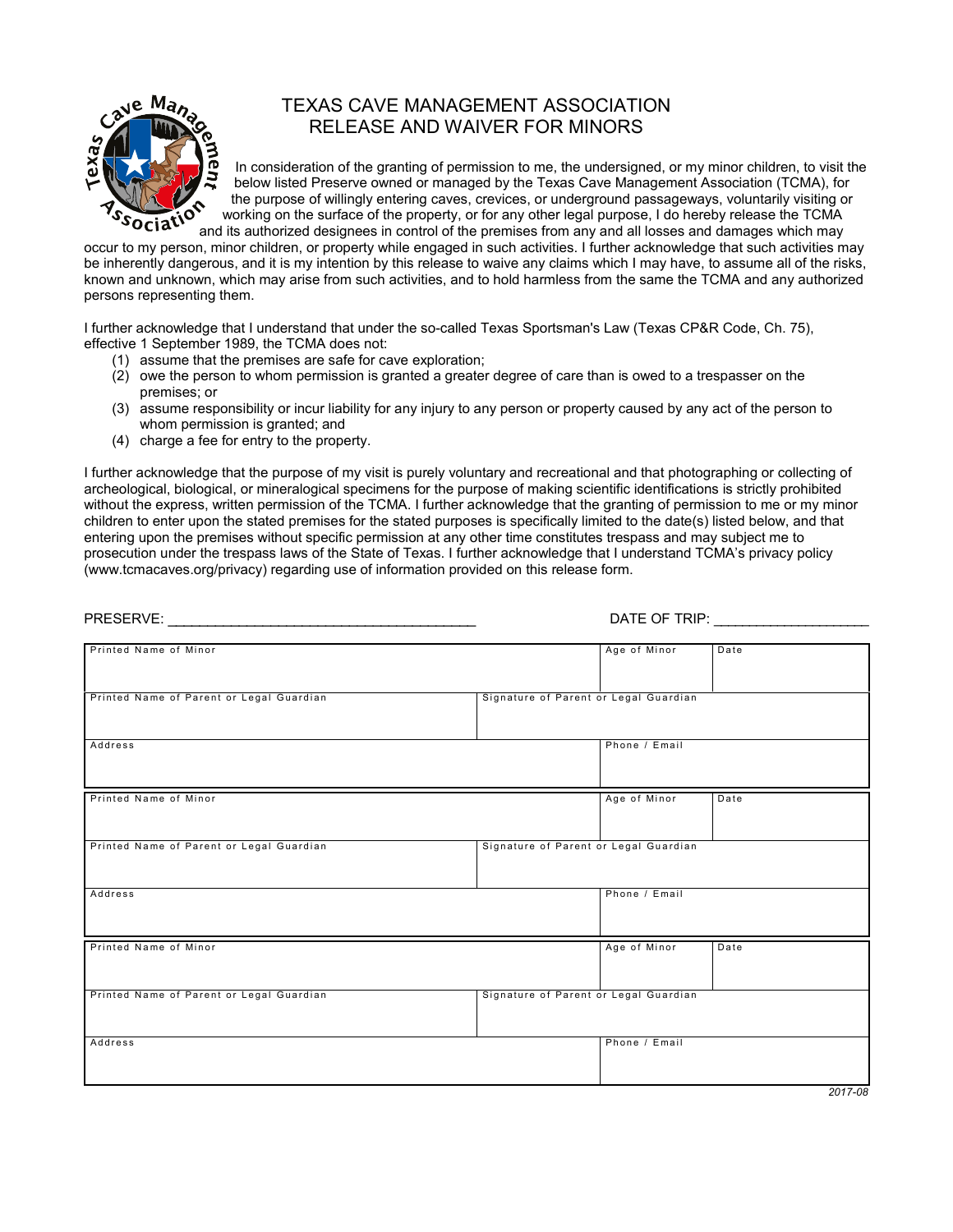# TEXAS CAVE MANAGEMENT ASSOCIATION
# RELEASE AND WAIVER FOR MINORS

In consideration of the granting of permission to me, the undersigned, or my minor children, to visit the below listed Preserve owned or managed by the Texas Cave Management Association (TCMA), for the purpose of willingly entering caves, crevices, or underground passageways, voluntarily visiting or working on the surface of the property, or for any other legal purpose, I do hereby release the TCMA and its authorized designees in control of the premises from any and all losses and damages which may occur to my person, minor children, or property while engaged in such activities. I further acknowledge that such activities may be inherently dangerous, and it is my intention by this release to waive any claims which I may have, to assume all of the risks, known and unknown, which may arise from such activities, and to hold harmless from the same the TCMA and any authorized persons representing them.

I further acknowledge that I understand that under the so-called Texas Sportsman's Law (Texas CP&R Code, Ch. 75), effective 1 September 1989, the TCMA does not:

(1) assume that the premises are safe for cave exploration;
(2) owe the person to whom permission is granted a greater degree of care than is owed to a trespasser on the premises; or
(3) assume responsibility or incur liability for any injury to any person or property caused by any act of the person to whom permission is granted; and
(4) charge a fee for entry to the property.

I further acknowledge that the purpose of my visit is purely voluntary and recreational and that photographing or collecting of archeological, biological, or mineralogical specimens for the purpose of making scientific identifications is strictly prohibited without the express, written permission of the TCMA. I further acknowledge that the granting of permission to me or my minor children to enter upon the stated premises for the stated purposes is specifically limited to the date(s) listed below, and that entering upon the premises without specific permission at any other time constitutes trespass and may subject me to prosecution under the trespass laws of the State of Texas. I further acknowledge that I understand TCMA's privacy policy (www.tcmacaves.org/privacy) regarding use of information provided on this release form.

PRESERVE: ______________________________________ DATE OF TRIP: ___________________

| Printed Name of Minor | | Age of Minor | Date |
|---|---|---|---|
| Printed Name of Parent or Legal Guardian | Signature of Parent or Legal Guardian | | |
| Address | | Phone / Email | |

| Printed Name of Minor | | Age of Minor | Date |
|---|---|---|---|
| Printed Name of Parent or Legal Guardian | Signature of Parent or Legal Guardian | | |
| Address | | Phone / Email | |

| Printed Name of Minor | | Age of Minor | Date |
|---|---|---|---|
| Printed Name of Parent or Legal Guardian | Signature of Parent or Legal Guardian | | |
| Address | | Phone / Email | |

*2017-08*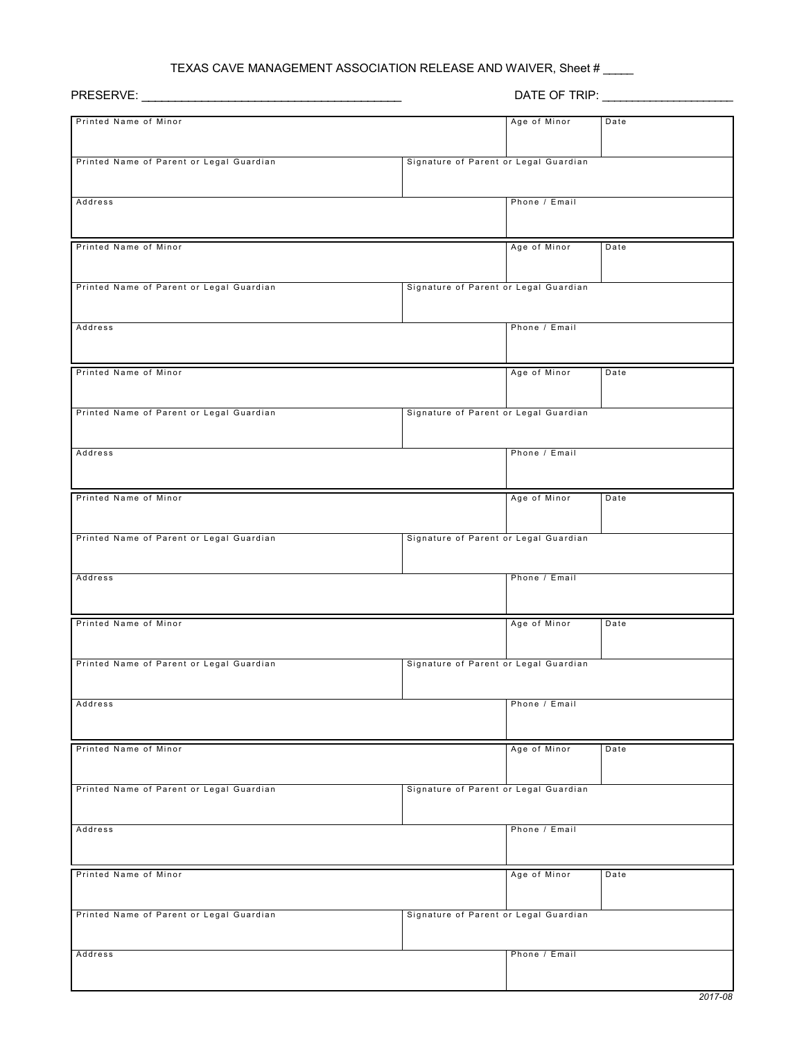TEXAS CAVE MANAGEMENT ASSOCIATION RELEASE AND WAIVER, Sheet # ____

PRESERVE: ______________________________________ DATE OF TRIP: ____________________

| Printed Name of Minor | | Age of Minor | Date |
|---|---|---|---|
| **Printed Name of Parent or Legal Guardian** | **Signature of Parent or Legal Guardian** | | |
| **Address** | | **Phone / Email** | |

| Printed Name of Minor | | Age of Minor | Date |
|---|---|---|---|
| **Printed Name of Parent or Legal Guardian** | **Signature of Parent or Legal Guardian** | | |
| **Address** | | **Phone / Email** | |

| Printed Name of Minor | | Age of Minor | Date |
|---|---|---|---|
| **Printed Name of Parent or Legal Guardian** | **Signature of Parent or Legal Guardian** | | |
| **Address** | | **Phone / Email** | |

| Printed Name of Minor | | Age of Minor | Date |
|---|---|---|---|
| **Printed Name of Parent or Legal Guardian** | **Signature of Parent or Legal Guardian** | | |
| **Address** | | **Phone / Email** | |

| Printed Name of Minor | | Age of Minor | Date |
|---|---|---|---|
| **Printed Name of Parent or Legal Guardian** | **Signature of Parent or Legal Guardian** | | |
| **Address** | | **Phone / Email** | |

| Printed Name of Minor | | Age of Minor | Date |
|---|---|---|---|
| **Printed Name of Parent or Legal Guardian** | **Signature of Parent or Legal Guardian** | | |
| **Address** | | **Phone / Email** | |

| Printed Name of Minor | | Age of Minor | Date |
|---|---|---|---|
| **Printed Name of Parent or Legal Guardian** | **Signature of Parent or Legal Guardian** | | |
| **Address** | | **Phone / Email** | |

2017-08